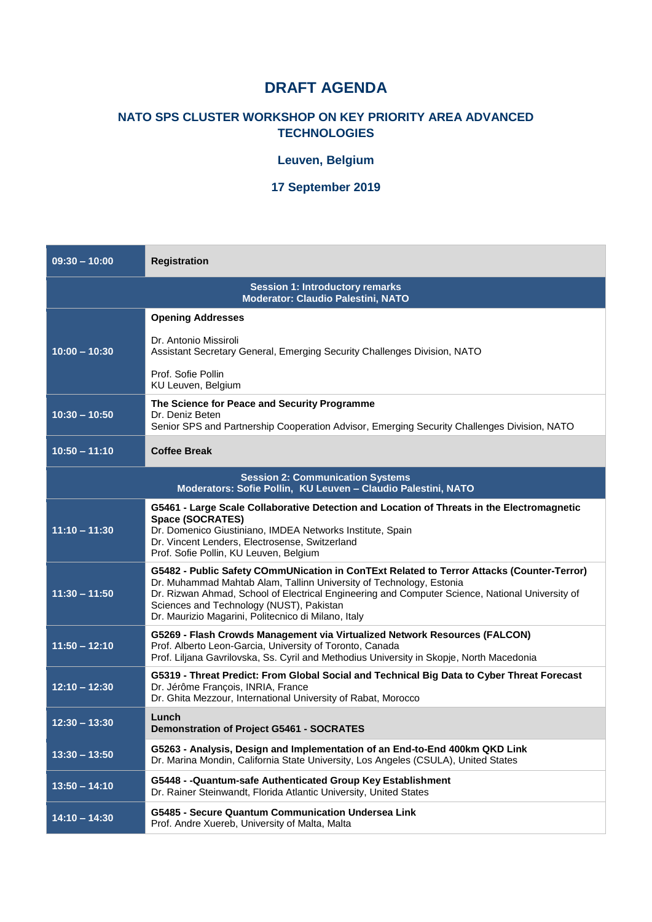# DRAFT AGENDA

## NATO SPS CLUSTER WORKSHOP ON KEY PRIORITY AREA ADVANCED TECHNOLOGIES

### Leuven, Belgium

### 17 September 2019

| Time | Programme |
|---|---|
| **09:30 – 10:00** | **Registration** |
| | **Session 1: Introductory remarks**<br>**Moderator: Claudio Palestini, NATO** |
| **10:00 – 10:30** | **Opening Addresses**<br><br>Dr. Antonio Missiroli<br>Assistant Secretary General, Emerging Security Challenges Division, NATO<br><br>Prof. Sofie Pollin<br>KU Leuven, Belgium |
| **10:30 – 10:50** | **The Science for Peace and Security Programme**<br>Dr. Deniz Beten<br>Senior SPS and Partnership Cooperation Advisor, Emerging Security Challenges Division, NATO |
| **10:50 – 11:10** | **Coffee Break** |
| | **Session 2: Communication Systems**<br>**Moderators: Sofie Pollin, KU Leuven – Claudio Palestini, NATO** |
| **11:10 – 11:30** | **G5461 - Large Scale Collaborative Detection and Location of Threats in the Electromagnetic Space (SOCRATES)**<br>Dr. Domenico Giustiniano, IMDEA Networks Institute, Spain<br>Dr. Vincent Lenders, Electrosense, Switzerland<br>Prof. Sofie Pollin, KU Leuven, Belgium |
| **11:30 – 11:50** | **G5482 - Public Safety COmmUNication in ConTExt Related to Terror Attacks (Counter-Terror)**<br>Dr. Muhammad Mahtab Alam, Tallinn University of Technology, Estonia<br>Dr. Rizwan Ahmad, School of Electrical Engineering and Computer Science, National University of Sciences and Technology (NUST), Pakistan<br>Dr. Maurizio Magarini, Politecnico di Milano, Italy |
| **11:50 – 12:10** | **G5269 - Flash Crowds Management via Virtualized Network Resources (FALCON)**<br>Prof. Alberto Leon-Garcia, University of Toronto, Canada<br>Prof. Liljana Gavrilovska, Ss. Cyril and Methodius University in Skopje, North Macedonia |
| **12:10 – 12:30** | **G5319 - Threat Predict: From Global Social and Technical Big Data to Cyber Threat Forecast**<br>Dr. Jérôme François, INRIA, France<br>Dr. Ghita Mezzour, International University of Rabat, Morocco |
| **12:30 – 13:30** | **Lunch**<br>**Demonstration of Project G5461 - SOCRATES** |
| **13:30 – 13:50** | **G5263 - Analysis, Design and Implementation of an End-to-End 400km QKD Link**<br>Dr. Marina Mondin, California State University, Los Angeles (CSULA), United States |
| **13:50 – 14:10** | **G5448 - -Quantum-safe Authenticated Group Key Establishment**<br>Dr. Rainer Steinwandt, Florida Atlantic University, United States |
| **14:10 – 14:30** | **G5485 - Secure Quantum Communication Undersea Link**<br>Prof. Andre Xuereb, University of Malta, Malta |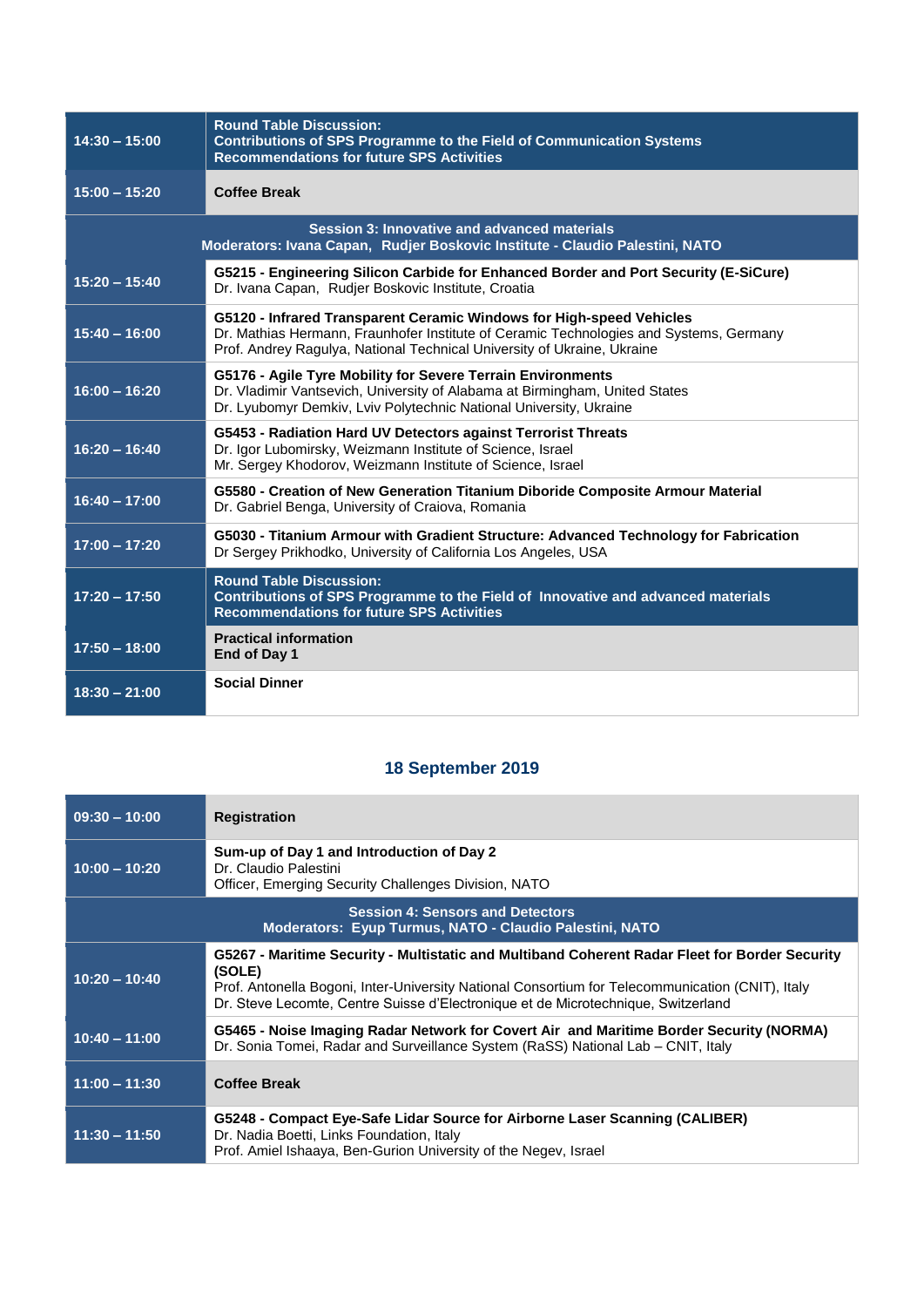| | |
|---|---|
| **14:30 – 15:00** | **Round Table Discussion:**<br>**Contributions of SPS Programme to the Field of Communication Systems**<br>**Recommendations for future SPS Activities** |
| **15:00 – 15:20** | **Coffee Break** |
| **Session 3: Innovative and advanced materials**<br>**Moderators: Ivana Capan, Rudjer Boskovic Institute - Claudio Palestini, NATO** | |
| **15:20 – 15:40** | **G5215 - Engineering Silicon Carbide for Enhanced Border and Port Security (E-SiCure)**<br>Dr. Ivana Capan, Rudjer Boskovic Institute, Croatia |
| **15:40 – 16:00** | **G5120 - Infrared Transparent Ceramic Windows for High-speed Vehicles**<br>Dr. Mathias Hermann, Fraunhofer Institute of Ceramic Technologies and Systems, Germany<br>Prof. Andrey Ragulya, National Technical University of Ukraine, Ukraine |
| **16:00 – 16:20** | **G5176 - Agile Tyre Mobility for Severe Terrain Environments**<br>Dr. Vladimir Vantsevich, University of Alabama at Birmingham, United States<br>Dr. Lyubomyr Demkiv, Lviv Polytechnic National University, Ukraine |
| **16:20 – 16:40** | **G5453 - Radiation Hard UV Detectors against Terrorist Threats**<br>Dr. Igor Lubomirsky, Weizmann Institute of Science, Israel<br>Mr. Sergey Khodorov, Weizmann Institute of Science, Israel |
| **16:40 – 17:00** | **G5580 - Creation of New Generation Titanium Diboride Composite Armour Material**<br>Dr. Gabriel Benga, University of Craiova, Romania |
| **17:00 – 17:20** | **G5030 - Titanium Armour with Gradient Structure: Advanced Technology for Fabrication**<br>Dr Sergey Prikhodko, University of California Los Angeles, USA |
| **17:20 – 17:50** | **Round Table Discussion:**<br>**Contributions of SPS Programme to the Field of Innovative and advanced materials**<br>**Recommendations for future SPS Activities** |
| **17:50 – 18:00** | **Practical information**<br>**End of Day 1** |
| **18:30 – 21:00** | **Social Dinner** |

## 18 September 2019

| | |
|---|---|
| **09:30 – 10:00** | **Registration** |
| **10:00 – 10:20** | **Sum-up of Day 1 and Introduction of Day 2**<br>Dr. Claudio Palestini<br>Officer, Emerging Security Challenges Division, NATO |
| **Session 4: Sensors and Detectors**<br>**Moderators: Eyup Turmus, NATO - Claudio Palestini, NATO** | |
| **10:20 – 10:40** | **G5267 - Maritime Security - Multistatic and Multiband Coherent Radar Fleet for Border Security (SOLE)**<br>Prof. Antonella Bogoni, Inter-University National Consortium for Telecommunication (CNIT), Italy<br>Dr. Steve Lecomte, Centre Suisse d'Electronique et de Microtechnique, Switzerland |
| **10:40 – 11:00** | **G5465 - Noise Imaging Radar Network for Covert Air and Maritime Border Security (NORMA)**<br>Dr. Sonia Tomei, Radar and Surveillance System (RaSS) National Lab – CNIT, Italy |
| **11:00 – 11:30** | **Coffee Break** |
| **11:30 – 11:50** | **G5248 - Compact Eye-Safe Lidar Source for Airborne Laser Scanning (CALIBER)**<br>Dr. Nadia Boetti, Links Foundation, Italy<br>Prof. Amiel Ishaaya, Ben-Gurion University of the Negev, Israel |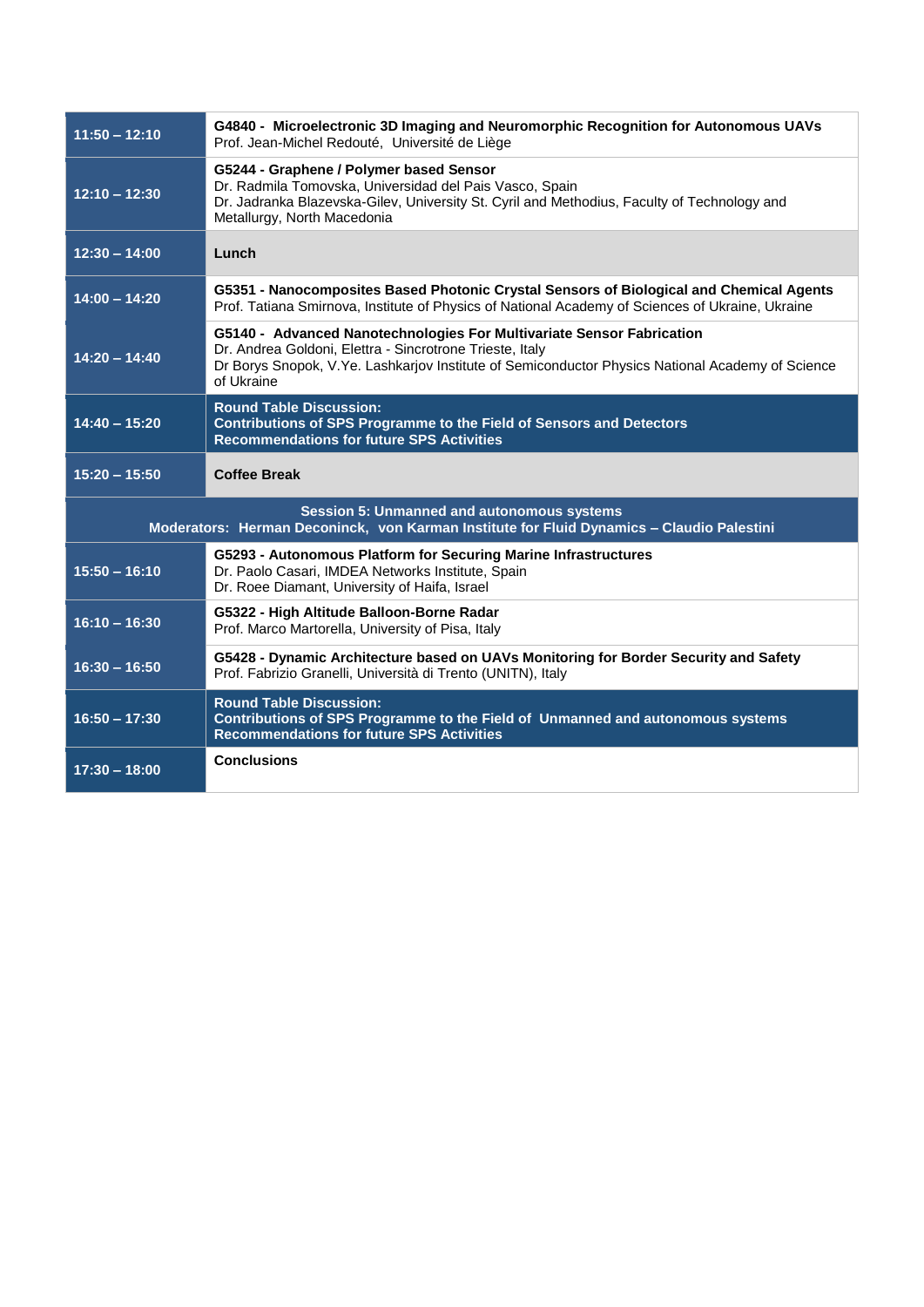| | |
|---|---|
| **11:50 – 12:10** | **G4840 - Microelectronic 3D Imaging and Neuromorphic Recognition for Autonomous UAVs**<br>Prof. Jean-Michel Redouté, Université de Liège |
| **12:10 – 12:30** | **G5244 - Graphene / Polymer based Sensor**<br>Dr. Radmila Tomovska, Universidad del Pais Vasco, Spain<br>Dr. Jadranka Blazevska-Gilev, University St. Cyril and Methodius, Faculty of Technology and Metallurgy, North Macedonia |
| **12:30 – 14:00** | **Lunch** |
| **14:00 – 14:20** | **G5351 - Nanocomposites Based Photonic Crystal Sensors of Biological and Chemical Agents**<br>Prof. Tatiana Smirnova, Institute of Physics of National Academy of Sciences of Ukraine, Ukraine |
| **14:20 – 14:40** | **G5140 - Advanced Nanotechnologies For Multivariate Sensor Fabrication**<br>Dr. Andrea Goldoni, Elettra - Sincrotrone Trieste, Italy<br>Dr Borys Snopok, V.Ye. Lashkarjov Institute of Semiconductor Physics National Academy of Science of Ukraine |
| **14:40 – 15:20** | **Round Table Discussion:**<br>**Contributions of SPS Programme to the Field of Sensors and Detectors**<br>**Recommendations for future SPS Activities** |
| **15:20 – 15:50** | **Coffee Break** |
| **Session 5: Unmanned and autonomous systems**<br>**Moderators: Herman Deconinck, von Karman Institute for Fluid Dynamics – Claudio Palestini** | |
| **15:50 – 16:10** | **G5293 - Autonomous Platform for Securing Marine Infrastructures**<br>Dr. Paolo Casari, IMDEA Networks Institute, Spain<br>Dr. Roee Diamant, University of Haifa, Israel |
| **16:10 – 16:30** | **G5322 - High Altitude Balloon-Borne Radar**<br>Prof. Marco Martorella, University of Pisa, Italy |
| **16:30 – 16:50** | **G5428 - Dynamic Architecture based on UAVs Monitoring for Border Security and Safety**<br>Prof. Fabrizio Granelli, Università di Trento (UNITN), Italy |
| **16:50 – 17:30** | **Round Table Discussion:**<br>**Contributions of SPS Programme to the Field of Unmanned and autonomous systems**<br>**Recommendations for future SPS Activities** |
| **17:30 – 18:00** | **Conclusions** |